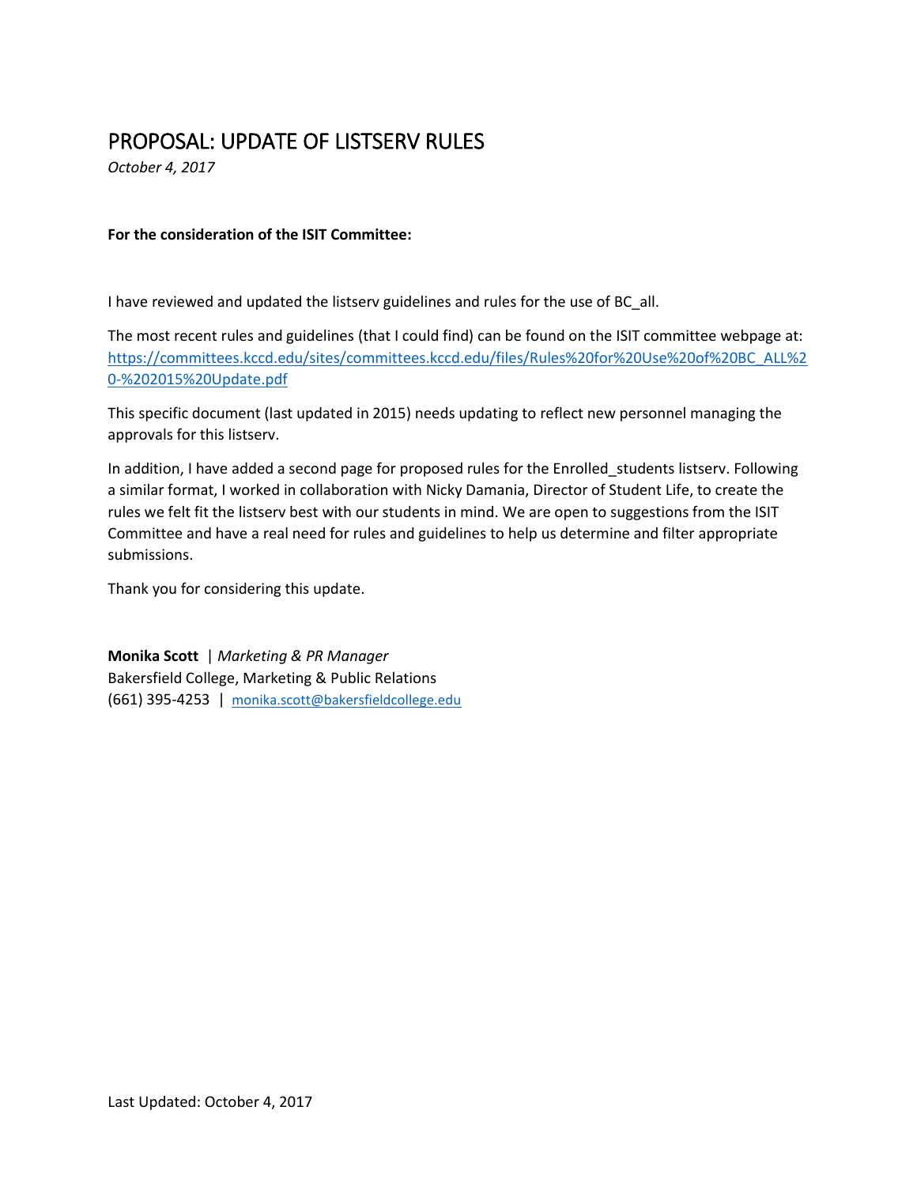# PROPOSAL: UPDATE OF LISTSERV RULES

*October 4, 2017*

**For the consideration of the ISIT Committee:**

I have reviewed and updated the listserv guidelines and rules for the use of BC_all.

The most recent rules and guidelines (that I could find) can be found on the ISIT committee webpage at: [https://committees.kccd.edu/sites/committees.kccd.edu/files/Rules%20for%20Use%20of%20BC_ALL%20-%202015%20Update.pdf](https://committees.kccd.edu/sites/committees.kccd.edu/files/Rules%20for%20Use%20of%20BC_ALL%20-%202015%20Update.pdf)

This specific document (last updated in 2015) needs updating to reflect new personnel managing the approvals for this listserv.

In addition, I have added a second page for proposed rules for the Enrolled_students listserv. Following a similar format, I worked in collaboration with Nicky Damania, Director of Student Life, to create the rules we felt fit the listserv best with our students in mind. We are open to suggestions from the ISIT Committee and have a real need for rules and guidelines to help us determine and filter appropriate submissions.

Thank you for considering this update.

**Monika Scott** | *Marketing & PR Manager*
Bakersfield College, Marketing & Public Relations
(661) 395-4253 | [monika.scott@bakersfieldcollege.edu](mailto:monika.scott@bakersfieldcollege.edu)

Last Updated: October 4, 2017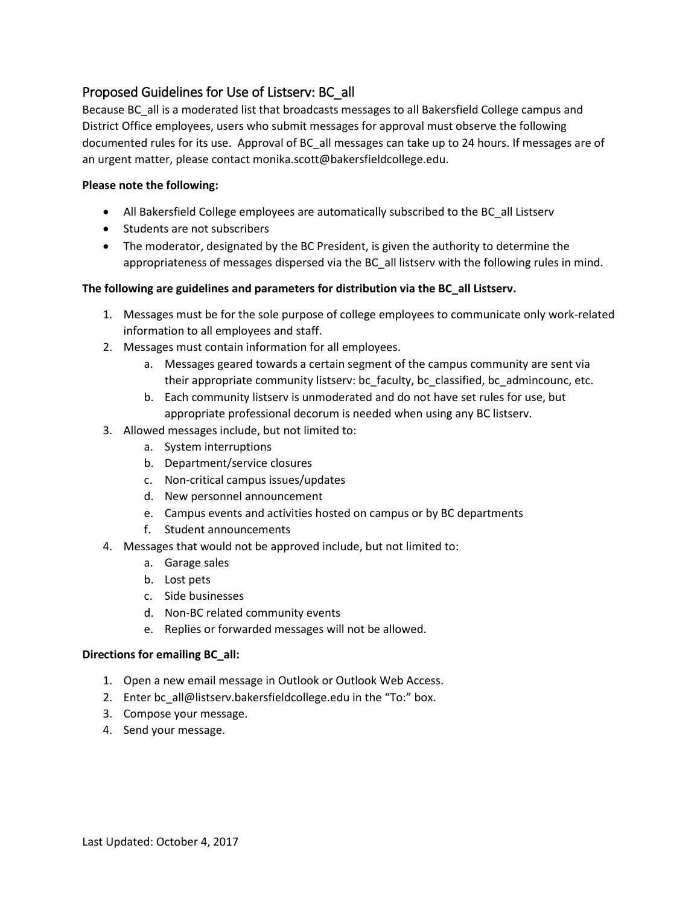## Proposed Guidelines for Use of Listserv: BC_all

Because BC_all is a moderated list that broadcasts messages to all Bakersfield College campus and District Office employees, users who submit messages for approval must observe the following documented rules for its use. Approval of BC_all messages can take up to 24 hours. If messages are of an urgent matter, please contact monika.scott@bakersfieldcollege.edu.

**Please note the following:**

- All Bakersfield College employees are automatically subscribed to the BC_all Listserv
- Students are not subscribers
- The moderator, designated by the BC President, is given the authority to determine the appropriateness of messages dispersed via the BC_all listserv with the following rules in mind.

**The following are guidelines and parameters for distribution via the BC_all Listserv.**

1. Messages must be for the sole purpose of college employees to communicate only work-related information to all employees and staff.
2. Messages must contain information for all employees.
   a. Messages geared towards a certain segment of the campus community are sent via their appropriate community listserv: bc_faculty, bc_classified, bc_admincounc, etc.
   b. Each community listserv is unmoderated and do not have set rules for use, but appropriate professional decorum is needed when using any BC listserv.
3. Allowed messages include, but not limited to:
   a. System interruptions
   b. Department/service closures
   c. Non-critical campus issues/updates
   d. New personnel announcement
   e. Campus events and activities hosted on campus or by BC departments
   f. Student announcements
4. Messages that would not be approved include, but not limited to:
   a. Garage sales
   b. Lost pets
   c. Side businesses
   d. Non-BC related community events
   e. Replies or forwarded messages will not be allowed.

**Directions for emailing BC_all:**

1. Open a new email message in Outlook or Outlook Web Access.
2. Enter bc_all@listserv.bakersfieldcollege.edu in the "To:" box.
3. Compose your message.
4. Send your message.

Last Updated: October 4, 2017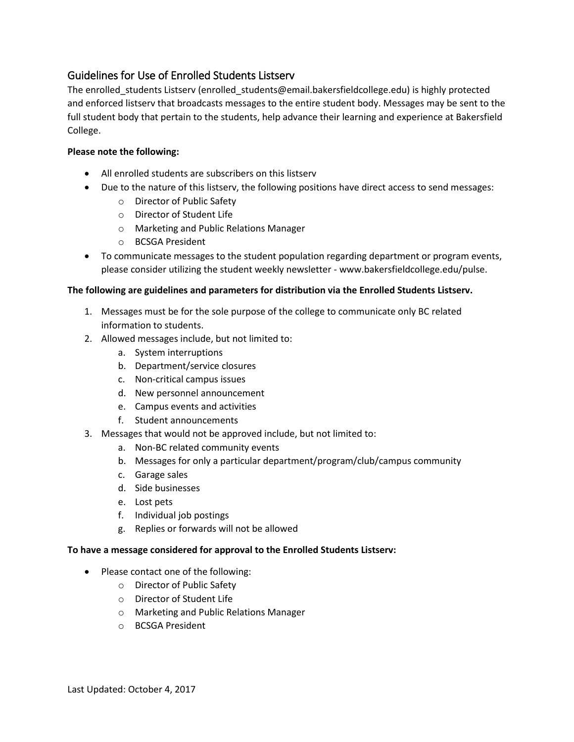## Guidelines for Use of Enrolled Students Listserv

The enrolled_students Listserv (enrolled_students@email.bakersfieldcollege.edu) is highly protected and enforced listserv that broadcasts messages to the entire student body. Messages may be sent to the full student body that pertain to the students, help advance their learning and experience at Bakersfield College.

**Please note the following:**

- All enrolled students are subscribers on this listserv
- Due to the nature of this listserv, the following positions have direct access to send messages:
  - Director of Public Safety
  - Director of Student Life
  - Marketing and Public Relations Manager
  - BCSGA President
- To communicate messages to the student population regarding department or program events, please consider utilizing the student weekly newsletter - www.bakersfieldcollege.edu/pulse.

**The following are guidelines and parameters for distribution via the Enrolled Students Listserv.**

1. Messages must be for the sole purpose of the college to communicate only BC related information to students.
2. Allowed messages include, but not limited to:
   a. System interruptions
   b. Department/service closures
   c. Non-critical campus issues
   d. New personnel announcement
   e. Campus events and activities
   f. Student announcements
3. Messages that would not be approved include, but not limited to:
   a. Non-BC related community events
   b. Messages for only a particular department/program/club/campus community
   c. Garage sales
   d. Side businesses
   e. Lost pets
   f. Individual job postings
   g. Replies or forwards will not be allowed

**To have a message considered for approval to the Enrolled Students Listserv:**

- Please contact one of the following:
  - Director of Public Safety
  - Director of Student Life
  - Marketing and Public Relations Manager
  - BCSGA President

Last Updated: October 4, 2017